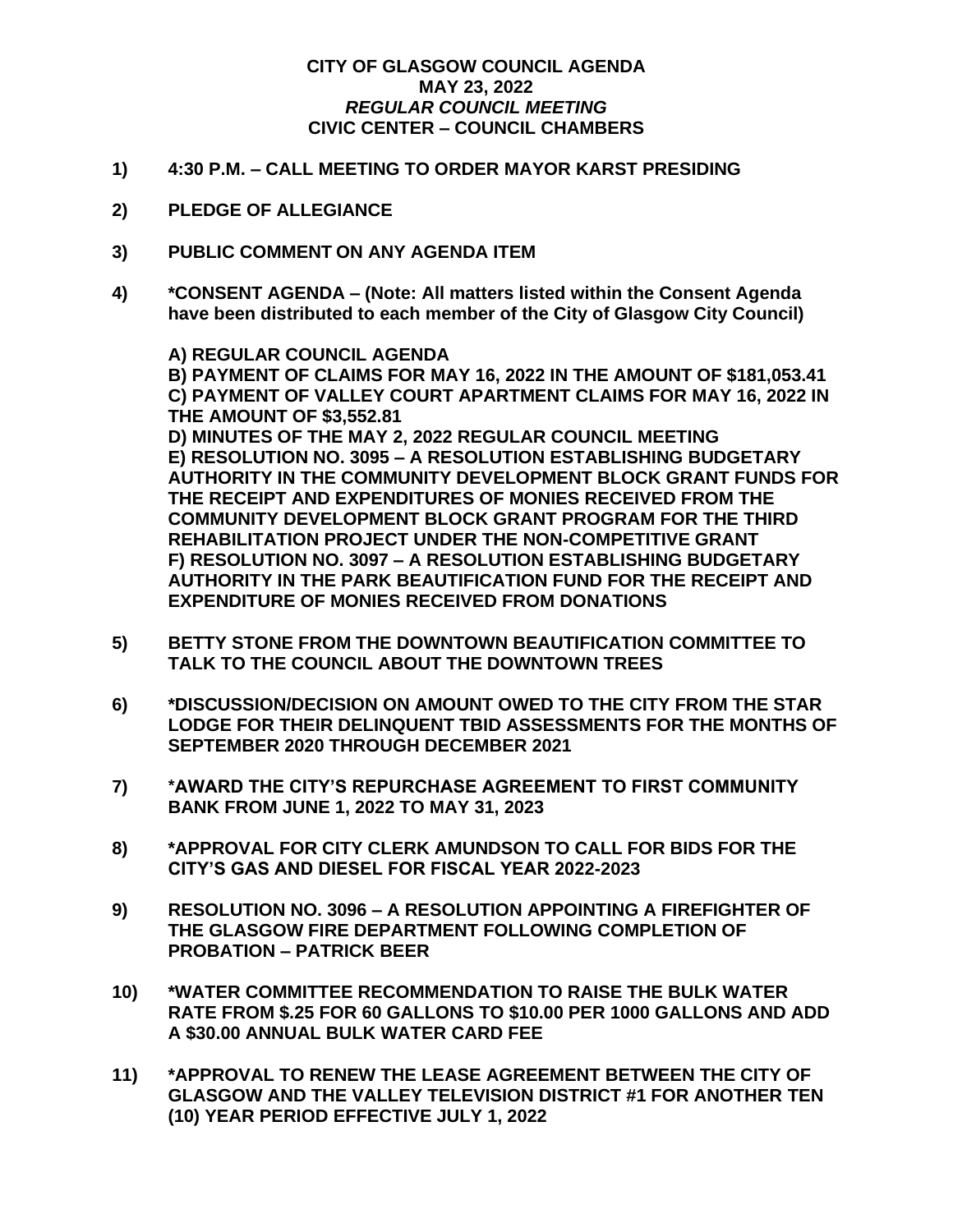# CITY OF GLASGOW COUNCIL AGENDA
## MAY 23, 2022
## *REGULAR COUNCIL MEETING*
## CIVIC CENTER – COUNCIL CHAMBERS

**1) 4:30 P.M. – CALL MEETING TO ORDER MAYOR KARST PRESIDING**

**2) PLEDGE OF ALLEGIANCE**

**3) PUBLIC COMMENT ON ANY AGENDA ITEM**

**4) *CONSENT AGENDA – (Note: All matters listed within the Consent Agenda have been distributed to each member of the City of Glasgow City Council)**

**A) REGULAR COUNCIL AGENDA**
**B) PAYMENT OF CLAIMS FOR MAY 16, 2022 IN THE AMOUNT OF $181,053.41**
**C) PAYMENT OF VALLEY COURT APARTMENT CLAIMS FOR MAY 16, 2022 IN THE AMOUNT OF $3,552.81**
**D) MINUTES OF THE MAY 2, 2022 REGULAR COUNCIL MEETING**
**E) RESOLUTION NO. 3095 – A RESOLUTION ESTABLISHING BUDGETARY AUTHORITY IN THE COMMUNITY DEVELOPMENT BLOCK GRANT FUNDS FOR THE RECEIPT AND EXPENDITURES OF MONIES RECEIVED FROM THE COMMUNITY DEVELOPMENT BLOCK GRANT PROGRAM FOR THE THIRD REHABILITATION PROJECT UNDER THE NON-COMPETITIVE GRANT**
**F) RESOLUTION NO. 3097 – A RESOLUTION ESTABLISHING BUDGETARY AUTHORITY IN THE PARK BEAUTIFICATION FUND FOR THE RECEIPT AND EXPENDITURE OF MONIES RECEIVED FROM DONATIONS**

**5) BETTY STONE FROM THE DOWNTOWN BEAUTIFICATION COMMITTEE TO TALK TO THE COUNCIL ABOUT THE DOWNTOWN TREES**

**6) *DISCUSSION/DECISION ON AMOUNT OWED TO THE CITY FROM THE STAR LODGE FOR THEIR DELINQUENT TBID ASSESSMENTS FOR THE MONTHS OF SEPTEMBER 2020 THROUGH DECEMBER 2021**

**7) *AWARD THE CITY'S REPURCHASE AGREEMENT TO FIRST COMMUNITY BANK FROM JUNE 1, 2022 TO MAY 31, 2023**

**8) *APPROVAL FOR CITY CLERK AMUNDSON TO CALL FOR BIDS FOR THE CITY'S GAS AND DIESEL FOR FISCAL YEAR 2022-2023**

**9) RESOLUTION NO. 3096 – A RESOLUTION APPOINTING A FIREFIGHTER OF THE GLASGOW FIRE DEPARTMENT FOLLOWING COMPLETION OF PROBATION – PATRICK BEER**

**10) *WATER COMMITTEE RECOMMENDATION TO RAISE THE BULK WATER RATE FROM $.25 FOR 60 GALLONS TO $10.00 PER 1000 GALLONS AND ADD A $30.00 ANNUAL BULK WATER CARD FEE**

**11) *APPROVAL TO RENEW THE LEASE AGREEMENT BETWEEN THE CITY OF GLASGOW AND THE VALLEY TELEVISION DISTRICT #1 FOR ANOTHER TEN (10) YEAR PERIOD EFFECTIVE JULY 1, 2022**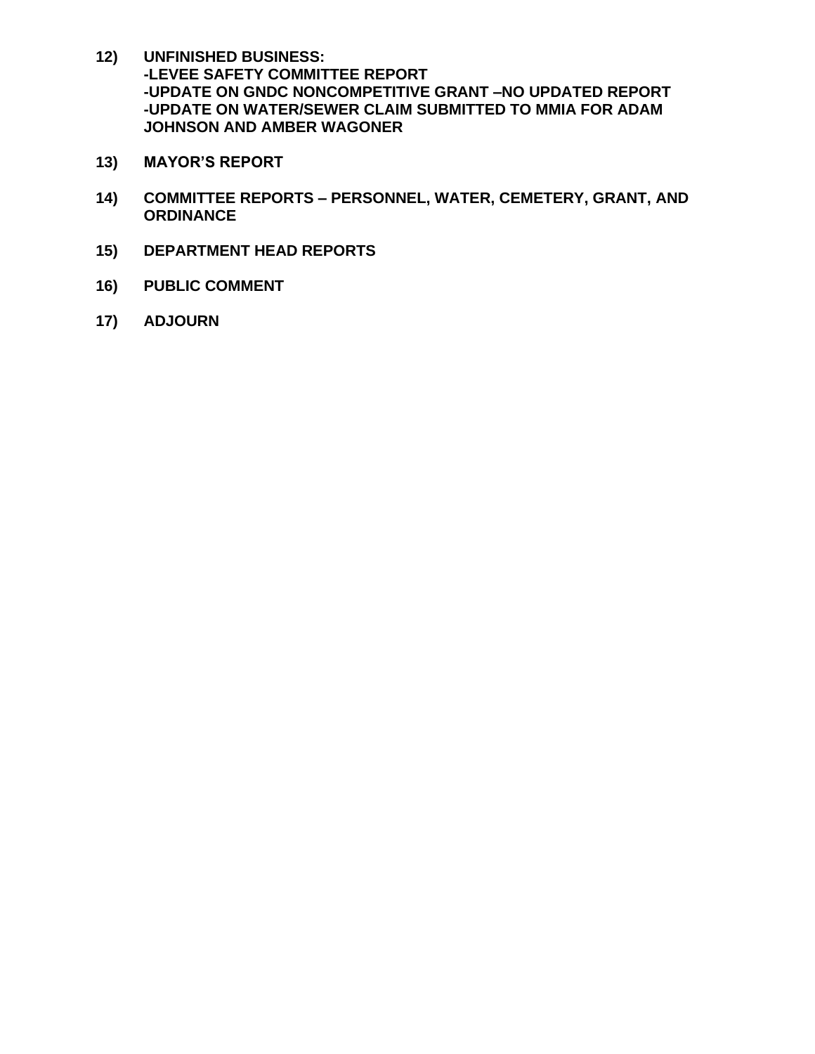**12) UNFINISHED BUSINESS:**
**-LEVEE SAFETY COMMITTEE REPORT**
**-UPDATE ON GNDC NONCOMPETITIVE GRANT –NO UPDATED REPORT**
**-UPDATE ON WATER/SEWER CLAIM SUBMITTED TO MMIA FOR ADAM JOHNSON AND AMBER WAGONER**

**13) MAYOR'S REPORT**

**14) COMMITTEE REPORTS – PERSONNEL, WATER, CEMETERY, GRANT, AND ORDINANCE**

**15) DEPARTMENT HEAD REPORTS**

**16) PUBLIC COMMENT**

**17) ADJOURN**